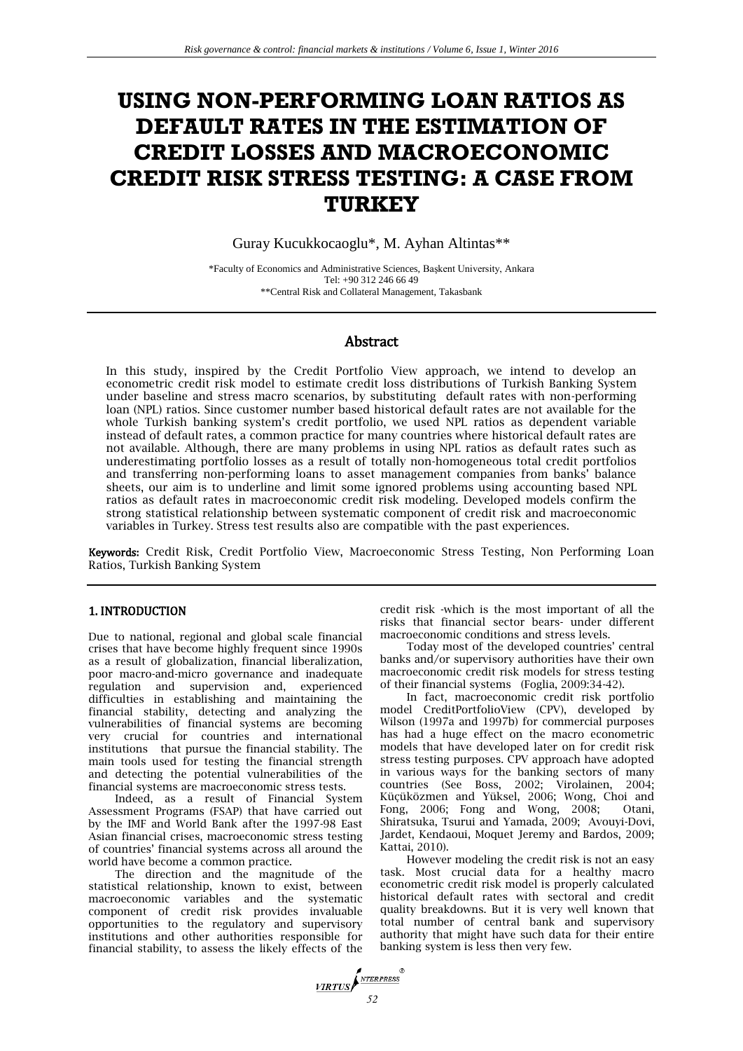# USING NON-PERFORMING LOAN RATIOS AS DEFAULT RATES IN THE ESTIMATION OF CREDIT LOSSES AND MACROECONOMIC CREDIT RISK STRESS TESTING: A CASE FROM TURKEY

Guray Kucukkocaoglu*, M. Ayhan Altintas**

*Faculty of Economics and Administrative Sciences, Başkent University, Ankara
Tel: +90 312 246 66 49
**Central Risk and Collateral Management, Takasbank

## Abstract

In this study, inspired by the Credit Portfolio View approach, we intend to develop an econometric credit risk model to estimate credit loss distributions of Turkish Banking System under baseline and stress macro scenarios, by substituting default rates with non-performing loan (NPL) ratios. Since customer number based historical default rates are not available for the whole Turkish banking system's credit portfolio, we used NPL ratios as dependent variable instead of default rates, a common practice for many countries where historical default rates are not available. Although, there are many problems in using NPL ratios as default rates such as underestimating portfolio losses as a result of totally non-homogeneous total credit portfolios and transferring non-performing loans to asset management companies from banks' balance sheets, our aim is to underline and limit some ignored problems using accounting based NPL ratios as default rates in macroeconomic credit risk modeling. Developed models confirm the strong statistical relationship between systematic component of credit risk and macroeconomic variables in Turkey. Stress test results also are compatible with the past experiences.

**Keywords:** Credit Risk, Credit Portfolio View, Macroeconomic Stress Testing, Non Performing Loan Ratios, Turkish Banking System

## 1. INTRODUCTION

Due to national, regional and global scale financial crises that have become highly frequent since 1990s as a result of globalization, financial liberalization, poor macro-and-micro governance and inadequate regulation and supervision and, experienced difficulties in establishing and maintaining the financial stability, detecting and analyzing the vulnerabilities of financial systems are becoming very crucial for countries and international institutions that pursue the financial stability. The main tools used for testing the financial strength and detecting the potential vulnerabilities of the financial systems are macroeconomic stress tests.

Indeed, as a result of Financial System Assessment Programs (FSAP) that have carried out by the IMF and World Bank after the 1997-98 East Asian financial crises, macroeconomic stress testing of countries' financial systems across all around the world have become a common practice.

The direction and the magnitude of the statistical relationship, known to exist, between macroeconomic variables and the systematic component of credit risk provides invaluable opportunities to the regulatory and supervisory institutions and other authorities responsible for financial stability, to assess the likely effects of the credit risk -which is the most important of all the risks that financial sector bears- under different macroeconomic conditions and stress levels.

Today most of the developed countries' central banks and/or supervisory authorities have their own macroeconomic credit risk models for stress testing of their financial systems (Foglia, 2009:34-42).

In fact, macroeconomic credit risk portfolio model CreditPortfolioView (CPV), developed by Wilson (1997a and 1997b) for commercial purposes has had a huge effect on the macro econometric models that have developed later on for credit risk stress testing purposes. CPV approach have adopted in various ways for the banking sectors of many countries (See Boss, 2002; Virolainen, 2004; Küçüközmen and Yüksel, 2006; Wong, Choi and Fong, 2006; Fong and Wong, 2008; Otani, Shiratsuka, Tsurui and Yamada, 2009; Avouyi-Dovi, Jardet, Kendaoui, Moquet Jeremy and Bardos, 2009; Kattai, 2010).

However modeling the credit risk is not an easy task. Most crucial data for a healthy macro econometric credit risk model is properly calculated historical default rates with sectoral and credit quality breakdowns. But it is very well known that total number of central bank and supervisory authority that might have such data for their entire banking system is less then very few.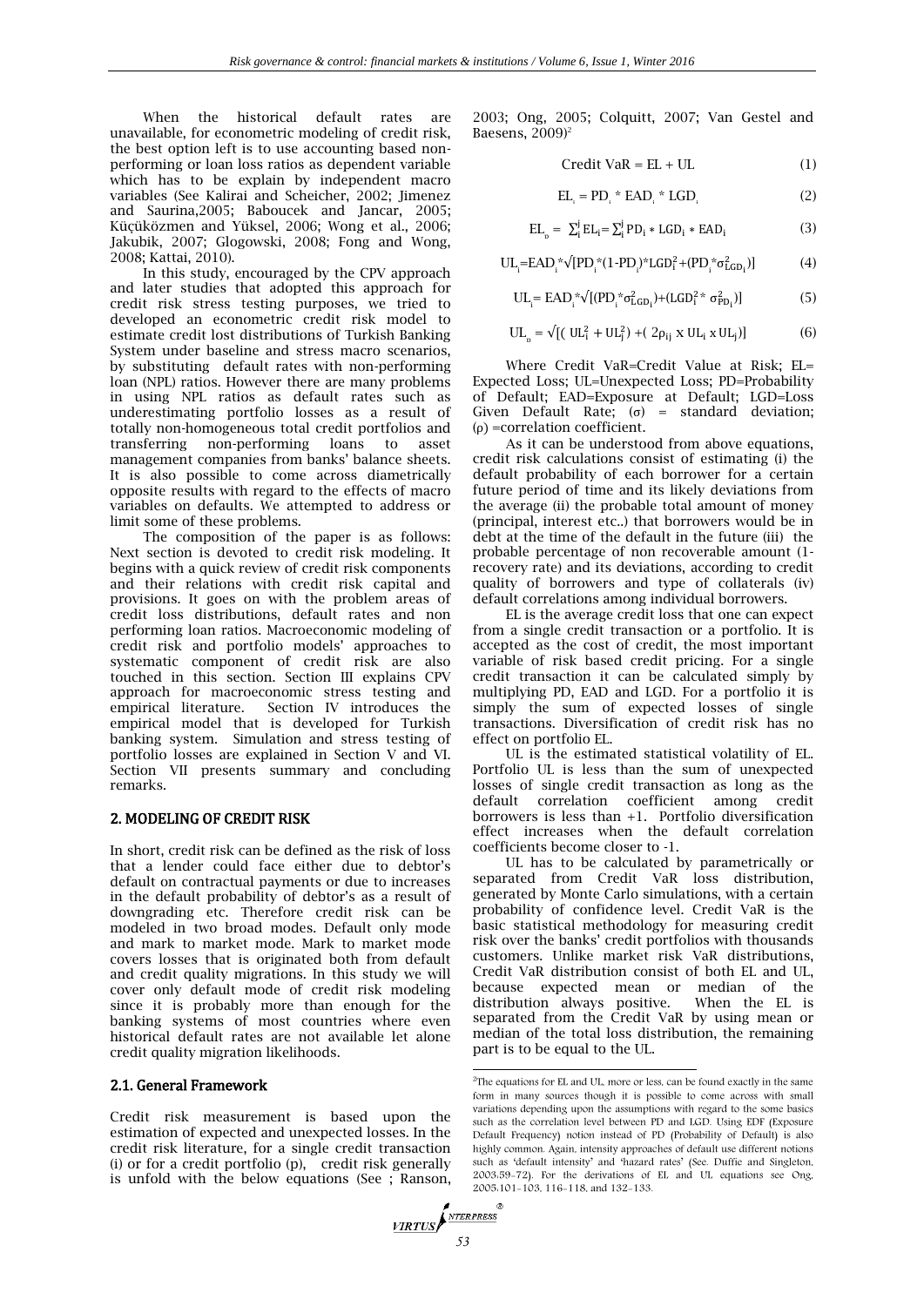When the historical default rates are unavailable, for econometric modeling of credit risk, the best option left is to use accounting based non-performing or loan loss ratios as dependent variable which has to be explain by independent macro variables (See Kalirai and Scheicher, 2002; Jimenez and Saurina,2005; Baboucek and Jancar, 2005; Küçüközmen and Yüksel, 2006; Wong et al., 2006; Jakubik, 2007; Glogowski, 2008; Fong and Wong, 2008; Kattai, 2010).

In this study, encouraged by the CPV approach and later studies that adopted this approach for credit risk stress testing purposes, we tried to developed an econometric credit risk model to estimate credit lost distributions of Turkish Banking System under baseline and stress macro scenarios, by substituting default rates with non-performing loan (NPL) ratios. However there are many problems in using NPL ratios as default rates such as underestimating portfolio losses as a result of totally non-homogeneous total credit portfolios and transferring non-performing loans to asset management companies from banks' balance sheets. It is also possible to come across diametrically opposite results with regard to the effects of macro variables on defaults. We attempted to address or limit some of these problems.

The composition of the paper is as follows: Next section is devoted to credit risk modeling. It begins with a quick review of credit risk components and their relations with credit risk capital and provisions. It goes on with the problem areas of credit loss distributions, default rates and non performing loan ratios. Macroeconomic modeling of credit risk and portfolio models' approaches to systematic component of credit risk are also touched in this section. Section III explains CPV approach for macroeconomic stress testing and empirical literature. Section IV introduces the empirical model that is developed for Turkish banking system. Simulation and stress testing of portfolio losses are explained in Section V and VI. Section VII presents summary and concluding remarks.

## 2. MODELING OF CREDIT RISK

In short, credit risk can be defined as the risk of loss that a lender could face either due to debtor's default on contractual payments or due to increases in the default probability of debtor's as a result of downgrading etc. Therefore credit risk can be modeled in two broad modes. Default only mode and mark to market mode. Mark to market mode covers losses that is originated both from default and credit quality migrations. In this study we will cover only default mode of credit risk modeling since it is probably more than enough for the banking systems of most countries where even historical default rates are not available let alone credit quality migration likelihoods.

### 2.1. General Framework

Credit risk measurement is based upon the estimation of expected and unexpected losses. In the credit risk literature, for a single credit transaction (i) or for a credit portfolio (p), credit risk generally is unfold with the below equations (See ; Ranson, 2003; Ong, 2005; Colquitt, 2007; Van Gestel and Baesens, 2009)[2]

$$\text{Credit VaR} = EL + UL \tag{1}$$

$$EL_i = PD_i * EAD_i * LGD_i \tag{2}$$

$$EL_p = \sum_i^j EL_i = \sum_i^j PD_i * LGD_i * EAD_i \tag{3}$$

$$UL_i = EAD_i * \sqrt{[PD_i*(1-PD_i)*LGD_i^2 + (PD_i*\sigma^2_{LGD_i})]} \tag{4}$$

$$UL_i = EAD_i * \sqrt{[(PD_i*\sigma^2_{LGD_i}) + (LGD_i^2 * \sigma^2_{PD_i})]} \tag{5}$$

$$UL_p = \sqrt{[(UL_i^2 + UL_j^2) + (2\rho_{ij} \text{ x } UL_i \text{ x } UL_j)]} \tag{6}$$

Where Credit VaR=Credit Value at Risk; EL= Expected Loss; UL=Unexpected Loss; PD=Probability of Default; EAD=Exposure at Default; LGD=Loss Given Default Rate; ($\sigma$) = standard deviation; ($\rho$) =correlation coefficient.

As it can be understood from above equations, credit risk calculations consist of estimating (i) the default probability of each borrower for a certain future period of time and its likely deviations from the average (ii) the probable total amount of money (principal, interest etc..) that borrowers would be in debt at the time of the default in the future (iii) the probable percentage of non recoverable amount (1-recovery rate) and its deviations, according to credit quality of borrowers and type of collaterals (iv) default correlations among individual borrowers.

EL is the average credit loss that one can expect from a single credit transaction or a portfolio. It is accepted as the cost of credit, the most important variable of risk based credit pricing. For a single credit transaction it can be calculated simply by multiplying PD, EAD and LGD. For a portfolio it is simply the sum of expected losses of single transactions. Diversification of credit risk has no effect on portfolio EL.

UL is the estimated statistical volatility of EL. Portfolio UL is less than the sum of unexpected losses of single credit transaction as long as the default correlation coefficient among credit borrowers is less than +1. Portfolio diversification effect increases when the default correlation coefficients become closer to -1.

UL has to be calculated by parametrically or separated from Credit VaR loss distribution, generated by Monte Carlo simulations, with a certain probability of confidence level. Credit VaR is the basic statistical methodology for measuring credit risk over the banks' credit portfolios with thousands customers. Unlike market risk VaR distributions, Credit VaR distribution consist of both EL and UL, because expected mean or median of the distribution always positive. When the EL is separated from the Credit VaR by using mean or median of the total loss distribution, the remaining part is to be equal to the UL.

---

[2] The equations for EL and UL, more or less, can be found exactly in the same form in many sources though it is possible to come across with small variations depending upon the assumptions with regard to the some basics such as the correlation level between PD and LGD. Using EDF (Exposure Default Frequency) notion instead of PD (Probability of Default) is also highly common. Again, intensity approaches of default use different notions such as 'default intensity' and 'hazard rates' (See. Duffie and Singleton, 2003:59-72). For the derivations of EL and UL equations see Ong, 2005:101-103, 116-118, and 132-133.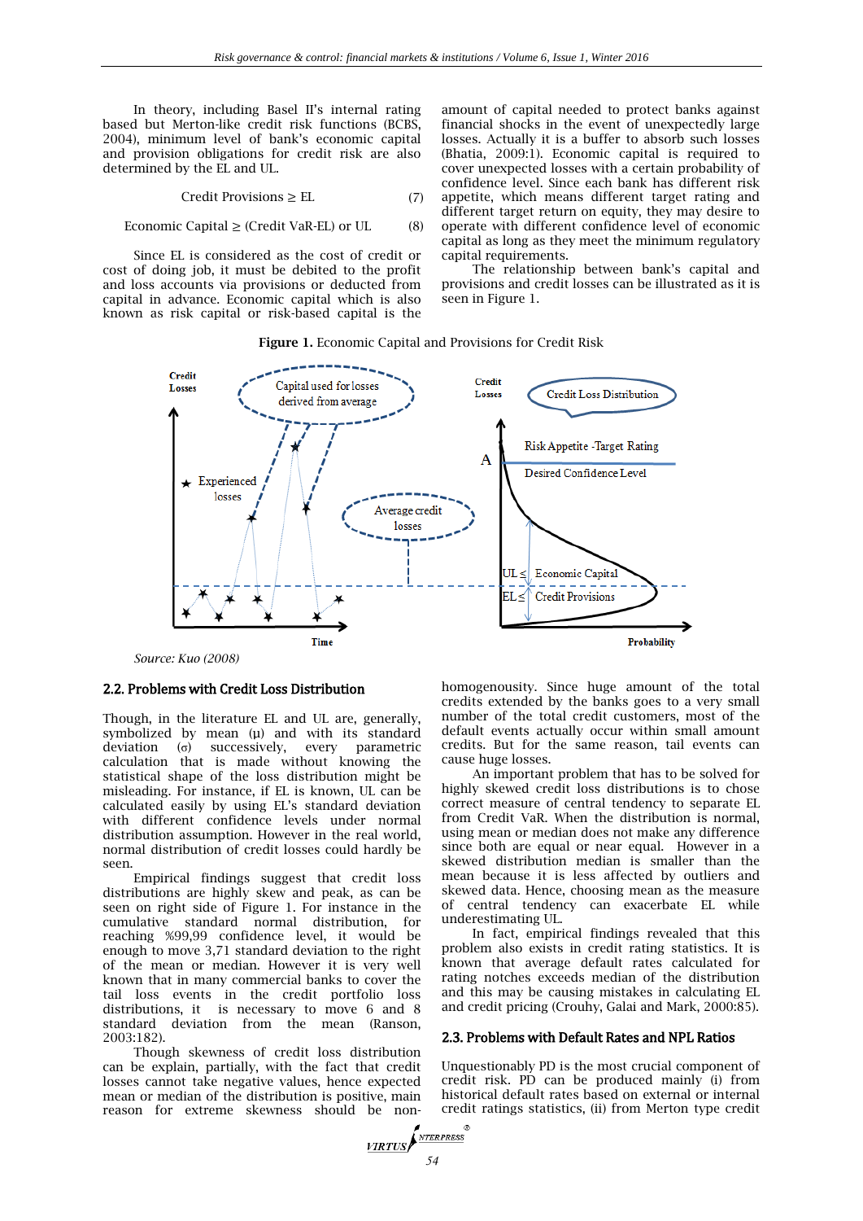In theory, including Basel II's internal rating based but Merton-like credit risk functions (BCBS, 2004), minimum level of bank's economic capital and provision obligations for credit risk are also determined by the EL and UL.

$$\text{Credit Provisions} \geq \text{EL} \tag{7}$$

$$\text{Economic Capital} \geq (\text{Credit VaR-EL}) \text{ or UL} \tag{8}$$

Since EL is considered as the cost of credit or cost of doing job, it must be debited to the profit and loss accounts via provisions or deducted from capital in advance. Economic capital which is also known as risk capital or risk-based capital is the amount of capital needed to protect banks against financial shocks in the event of unexpectedly large losses. Actually it is a buffer to absorb such losses (Bhatia, 2009:1). Economic capital is required to cover unexpected losses with a certain probability of confidence level. Since each bank has different risk appetite, which means different target rating and different target return on equity, they may desire to operate with different confidence level of economic capital as long as they meet the minimum regulatory capital requirements.

The relationship between bank's capital and provisions and credit losses can be illustrated as it is seen in Figure 1.

**Figure 1.** Economic Capital and Provisions for Credit Risk

*Source: Kuo (2008)*

## 2.2. Problems with Credit Loss Distribution

Though, in the literature EL and UL are, generally, symbolized by mean (μ) and with its standard deviation (σ) successively, every parametric calculation that is made without knowing the statistical shape of the loss distribution might be misleading. For instance, if EL is known, UL can be calculated easily by using EL's standard deviation with different confidence levels under normal distribution assumption. However in the real world, normal distribution of credit losses could hardly be seen.

Empirical findings suggest that credit loss distributions are highly skew and peak, as can be seen on right side of Figure 1. For instance in the cumulative standard normal distribution, for reaching %99,99 confidence level, it would be enough to move 3,71 standard deviation to the right of the mean or median. However it is very well known that in many commercial banks to cover the tail loss events in the credit portfolio loss distributions, it is necessary to move 6 and 8 standard deviation from the mean (Ranson, 2003:182).

Though skewness of credit loss distribution can be explain, partially, with the fact that credit losses cannot take negative values, hence expected mean or median of the distribution is positive, main reason for extreme skewness should be non-homogenousity. Since huge amount of the total credits extended by the banks goes to a very small number of the total credit customers, most of the default events actually occur within small amount credits. But for the same reason, tail events can cause huge losses.

An important problem that has to be solved for highly skewed credit loss distributions is to chose correct measure of central tendency to separate EL from Credit VaR. When the distribution is normal, using mean or median does not make any difference since both are equal or near equal. However in a skewed distribution median is smaller than the mean because it is less affected by outliers and skewed data. Hence, choosing mean as the measure of central tendency can exacerbate EL while underestimating UL.

In fact, empirical findings revealed that this problem also exists in credit rating statistics. It is known that average default rates calculated for rating notches exceeds median of the distribution and this may be causing mistakes in calculating EL and credit pricing (Crouhy, Galai and Mark, 2000:85).

## 2.3. Problems with Default Rates and NPL Ratios

Unquestionably PD is the most crucial component of credit risk. PD can be produced mainly (i) from historical default rates based on external or internal credit ratings statistics, (ii) from Merton type credit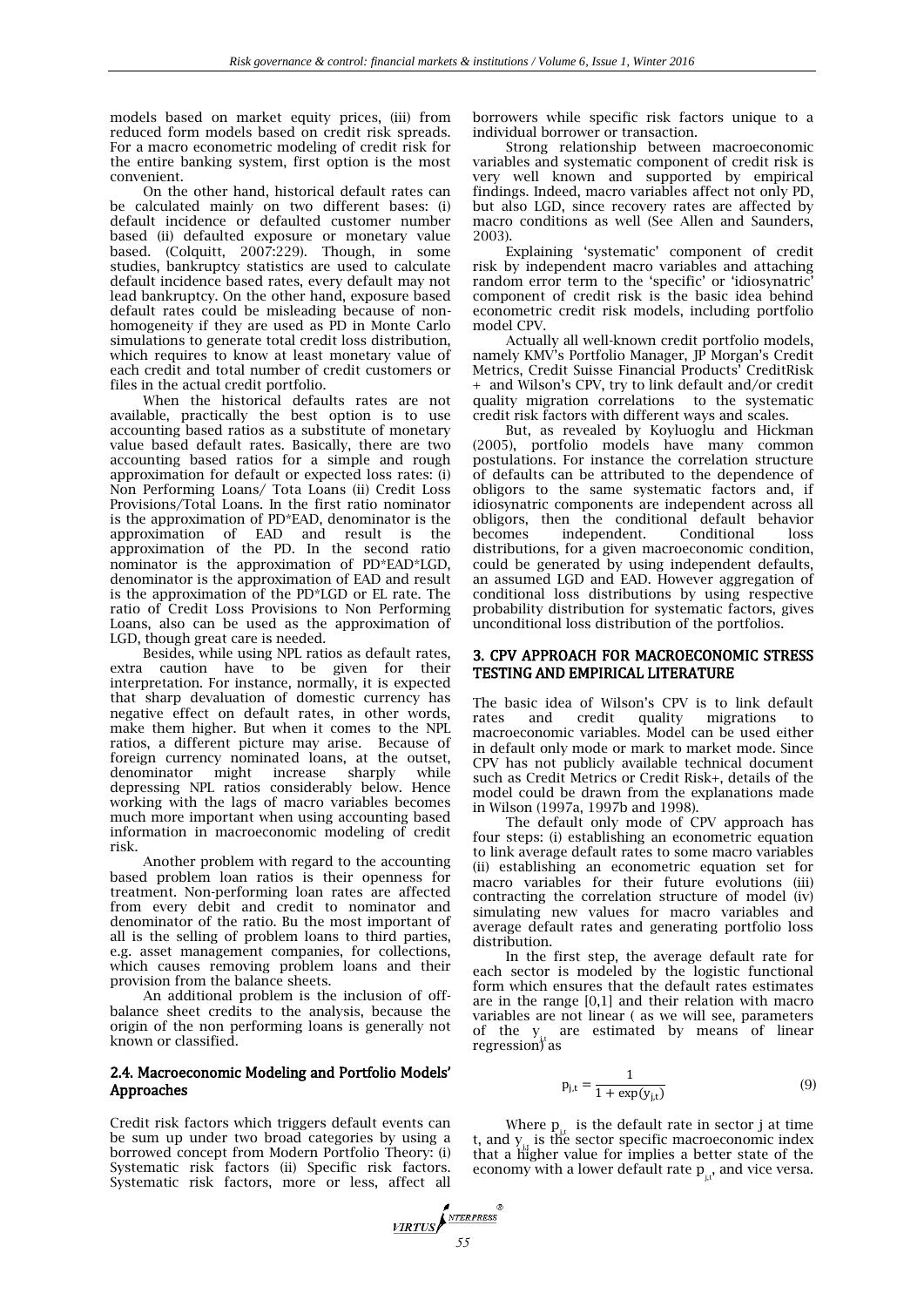models based on market equity prices, (iii) from reduced form models based on credit risk spreads. For a macro econometric modeling of credit risk for the entire banking system, first option is the most convenient.

On the other hand, historical default rates can be calculated mainly on two different bases: (i) default incidence or defaulted customer number based (ii) defaulted exposure or monetary value based. (Colquitt, 2007:229). Though, in some studies, bankruptcy statistics are used to calculate default incidence based rates, every default may not lead bankruptcy. On the other hand, exposure based default rates could be misleading because of non-homogeneity if they are used as PD in Monte Carlo simulations to generate total credit loss distribution, which requires to know at least monetary value of each credit and total number of credit customers or files in the actual credit portfolio.

When the historical defaults rates are not available, practically the best option is to use accounting based ratios as a substitute of monetary value based default rates. Basically, there are two accounting based ratios for a simple and rough approximation for default or expected loss rates: (i) Non Performing Loans/ Tota Loans (ii) Credit Loss Provisions/Total Loans. In the first ratio nominator is the approximation of PD*EAD, denominator is the approximation of EAD and result is the approximation of the PD. In the second ratio nominator is the approximation of PD*EAD*LGD, denominator is the approximation of EAD and result is the approximation of the PD*LGD or EL rate. The ratio of Credit Loss Provisions to Non Performing Loans, also can be used as the approximation of LGD, though great care is needed.

Besides, while using NPL ratios as default rates, extra caution have to be given for their interpretation. For instance, normally, it is expected that sharp devaluation of domestic currency has negative effect on default rates, in other words, make them higher. But when it comes to the NPL ratios, a different picture may arise. Because of foreign currency nominated loans, at the outset, denominator might increase sharply while depressing NPL ratios considerably below. Hence working with the lags of macro variables becomes much more important when using accounting based information in macroeconomic modeling of credit risk.

Another problem with regard to the accounting based problem loan ratios is their openness for treatment. Non-performing loan rates are affected from every debit and credit to nominator and denominator of the ratio. Bu the most important of all is the selling of problem loans to third parties, e.g. asset management companies, for collections, which causes removing problem loans and their provision from the balance sheets.

An additional problem is the inclusion of off-balance sheet credits to the analysis, because the origin of the non performing loans is generally not known or classified.

## 2.4. Macroeconomic Modeling and Portfolio Models' Approaches

Credit risk factors which triggers default events can be sum up under two broad categories by using a borrowed concept from Modern Portfolio Theory: (i) Systematic risk factors (ii) Specific risk factors. Systematic risk factors, more or less, affect all borrowers while specific risk factors unique to a individual borrower or transaction.

Strong relationship between macroeconomic variables and systematic component of credit risk is very well known and supported by empirical findings. Indeed, macro variables affect not only PD, but also LGD, since recovery rates are affected by macro conditions as well (See Allen and Saunders, 2003).

Explaining 'systematic' component of credit risk by independent macro variables and attaching random error term to the 'specific' or 'idiosynatric' component of credit risk is the basic idea behind econometric credit risk models, including portfolio model CPV.

Actually all well-known credit portfolio models, namely KMV's Portfolio Manager, JP Morgan's Credit Metrics, Credit Suisse Financial Products' CreditRisk + and Wilson's CPV, try to link default and/or credit quality migration correlations to the systematic credit risk factors with different ways and scales.

But, as revealed by Koyluoglu and Hickman (2005), portfolio models have many common postulations. For instance the correlation structure of defaults can be attributed to the dependence of obligors to the same systematic factors and, if idiosynatric components are independent across all obligors, then the conditional default behavior becomes independent. Conditional loss distributions, for a given macroeconomic condition, could be generated by using independent defaults, an assumed LGD and EAD. However aggregation of conditional loss distributions by using respective probability distribution for systematic factors, gives unconditional loss distribution of the portfolios.

## 3. CPV APPROACH FOR MACROECONOMIC STRESS TESTING AND EMPIRICAL LITERATURE

The basic idea of Wilson's CPV is to link default rates and credit quality migrations to macroeconomic variables. Model can be used either in default only mode or mark to market mode. Since CPV has not publicly available technical document such as Credit Metrics or Credit Risk+, details of the model could be drawn from the explanations made in Wilson (1997a, 1997b and 1998).

The default only mode of CPV approach has four steps: (i) establishing an econometric equation to link average default rates to some macro variables (ii) establishing an econometric equation set for macro variables for their future evolutions (iii) contracting the correlation structure of model (iv) simulating new values for macro variables and average default rates and generating portfolio loss distribution.

In the first step, the average default rate for each sector is modeled by the logistic functional form which ensures that the default rates estimates are in the range [0,1] and their relation with macro variables are not linear ( as we will see, parameters of the $y_{j,t}$ are estimated by means of linear regression) as

$$p_{j,t} = \frac{1}{1 + \exp(y_{j,t})} \tag{9}$$

Where $p_{j,t}$ is the default rate in sector j at time t, and $y_{j,t}$ is the sector specific macroeconomic index that a higher value for implies a better state of the economy with a lower default rate $p_{j,t}$, and vice versa.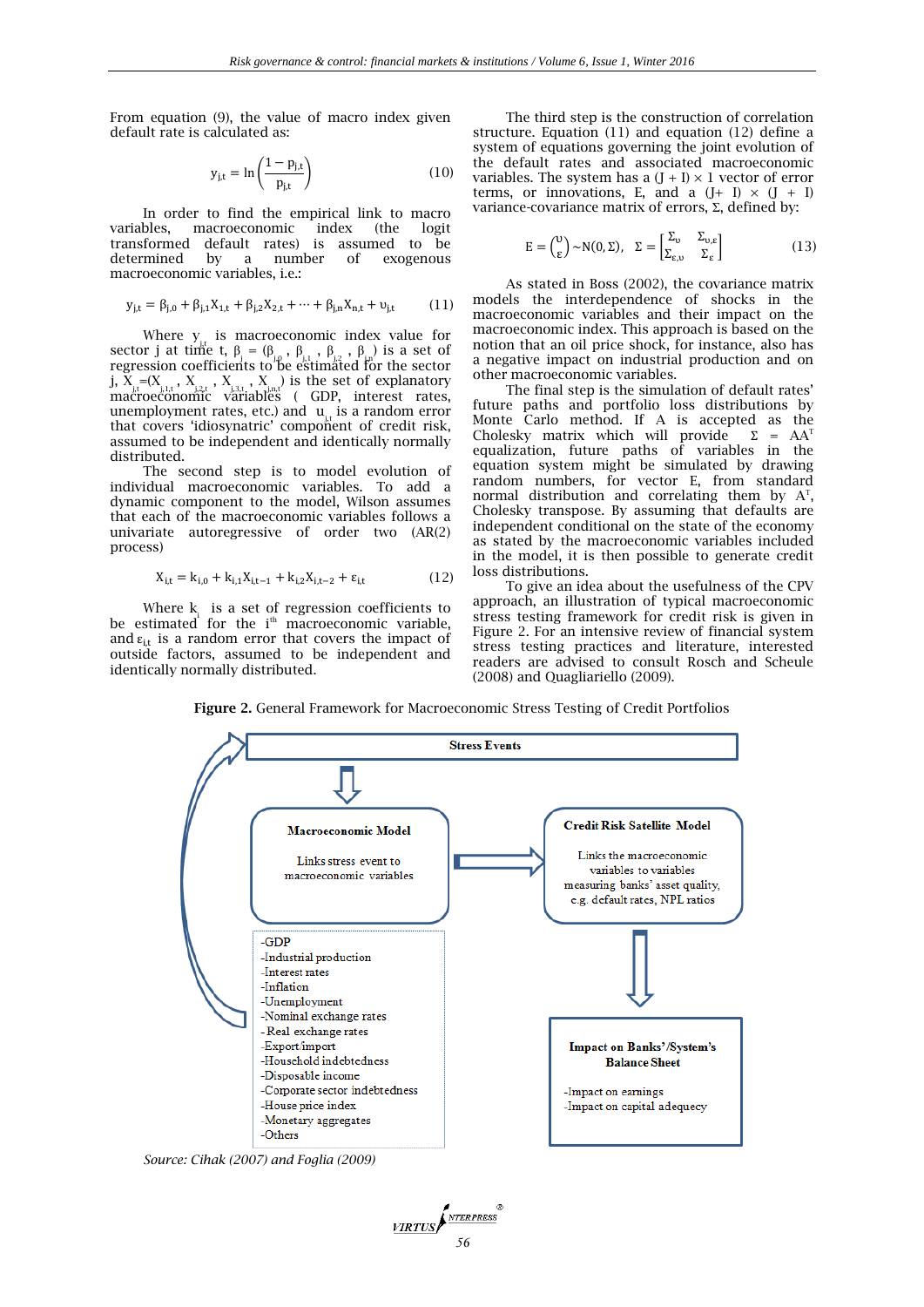From equation (9), the value of macro index given default rate is calculated as:

$$y_{j,t} = \ln\left(\frac{1 - p_{j,t}}{p_{j,t}}\right) \tag{10}$$

In order to find the empirical link to macro variables, macroeconomic index (the logit transformed default rates) is assumed to be determined by a number of exogenous macroeconomic variables, i.e.:

$$y_{j,t} = \beta_{j,0} + \beta_{j,1}X_{1,t} + \beta_{j,2}X_{2,t} + \cdots + \beta_{j,n}X_{n,t} + \upsilon_{j,t} \tag{11}$$

Where $y_{j,t}$ is macroeconomic index value for sector j at time t, $\beta_j = (\beta_{j,0}, \beta_{j,1}, \beta_{j,2}, \beta_{jn})$ is a set of regression coefficients to be estimated for the sector j, $X_{j,t} = (X_{j,1,t}, X_{j,2,t}, X_{j,3,t}, X_{j,n,t})$ is the set of explanatory macroeconomic variables (GDP, interest rates, unemployment rates, etc.) and $u_{j,t}$ is a random error that covers 'idiosyncratic' component of credit risk, assumed to be independent and identically normally distributed.

The second step is to model evolution of individual macroeconomic variables. To add a dynamic component to the model, Wilson assumes that each of the macroeconomic variables follows a univariate autoregressive of order two (AR(2) process)

$$X_{i,t} = k_{i,0} + k_{i,1}X_{i,t-1} + k_{i,2}X_{i,t-2} + \varepsilon_{i,t} \tag{12}$$

Where $k_i$ is a set of regression coefficients to be estimated for the $i^{th}$ macroeconomic variable, and $\varepsilon_{i,t}$ is a random error that covers the impact of outside factors, assumed to be independent and identically normally distributed.

The third step is the construction of correlation structure. Equation (11) and equation (12) define a system of equations governing the joint evolution of the default rates and associated macroeconomic variables. The system has a $(J + I) \times 1$ vector of error terms, or innovations, E, and a $(J + I) \times (J + I)$ variance-covariance matrix of errors, $\Sigma$, defined by:

$$E = \binom{\upsilon}{\varepsilon} \sim N(0, \Sigma), \quad \Sigma = \begin{bmatrix} \Sigma_{\upsilon} & \Sigma_{\upsilon,\varepsilon} \\ \Sigma_{\varepsilon,\upsilon} & \Sigma_{\varepsilon} \end{bmatrix} \tag{13}$$

As stated in Boss (2002), the covariance matrix models the interdependence of shocks in the macroeconomic variables and their impact on the macroeconomic index. This approach is based on the notion that an oil price shock, for instance, also has a negative impact on industrial production and on other macroeconomic variables.

The final step is the simulation of default rates' future paths and portfolio loss distributions by Monte Carlo method. If A is accepted as the Cholesky matrix which will provide $\Sigma = AA^T$ equalization, future paths of variables in the equation system might be simulated by drawing random numbers, for vector E, from standard normal distribution and correlating them by $A^T$, Cholesky transpose. By assuming that defaults are independent conditional on the state of the economy as stated by the macroeconomic variables included in the model, it is then possible to generate credit loss distributions.

To give an idea about the usefulness of the CPV approach, an illustration of typical macroeconomic stress testing framework for credit risk is given in Figure 2. For an intensive review of financial system stress testing practices and literature, interested readers are advised to consult Rosch and Scheule (2008) and Quagliariello (2009).

**Figure 2.** General Framework for Macroeconomic Stress Testing of Credit Portfolios

**Stress Events**

**Macroeconomic Model**

Links stress event to macroeconomic variables

-GDP
-Industrial production
-Interest rates
-Inflation
-Unemployment
-Nominal exchange rates
-Real exchange rates
-Export/import
-Household indebtedness
-Disposable income
-Corporate sector indebtedness
-House price index
-Monetary aggregates
-Others

**Credit Risk Satellite Model**

Links the macroeconomic variables to variables measuring banks' asset quality, e.g. default rates, NPL ratios

**Impact on Banks'/System's Balance Sheet**

-Impact on earnings
-Impact on capital adequecy

*Source: Cihak (2007) and Foglia (2009)*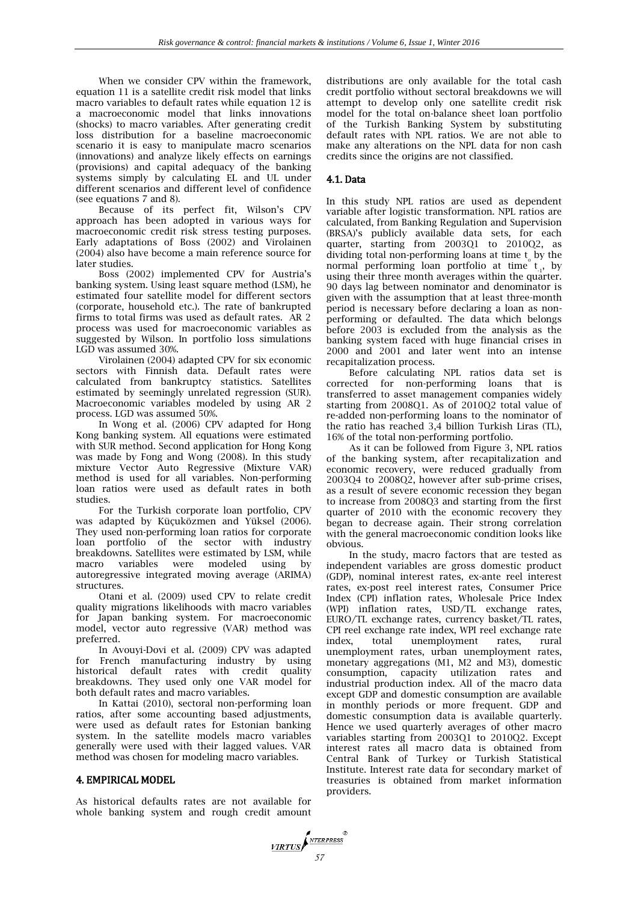When we consider CPV within the framework, equation 11 is a satellite credit risk model that links macro variables to default rates while equation 12 is a macroeconomic model that links innovations (shocks) to macro variables. After generating credit loss distribution for a baseline macroeconomic scenario it is easy to manipulate macro scenarios (innovations) and analyze likely effects on earnings (provisions) and capital adequacy of the banking systems simply by calculating EL and UL under different scenarios and different level of confidence (see equations 7 and 8).

Because of its perfect fit, Wilson's CPV approach has been adopted in various ways for macroeconomic credit risk stress testing purposes. Early adaptations of Boss (2002) and Virolainen (2004) also have become a main reference source for later studies.

Boss (2002) implemented CPV for Austria's banking system. Using least square method (LSM), he estimated four satellite model for different sectors (corporate, household etc.). The rate of bankrupted firms to total firms was used as default rates. AR 2 process was used for macroeconomic variables as suggested by Wilson. In portfolio loss simulations LGD was assumed 30%.

Virolainen (2004) adapted CPV for six economic sectors with Finnish data. Default rates were calculated from bankruptcy statistics. Satellites estimated by seemingly unrelated regression (SUR). Macroeconomic variables modeled by using AR 2 process. LGD was assumed 50%.

In Wong et al. (2006) CPV adapted for Hong Kong banking system. All equations were estimated with SUR method. Second application for Hong Kong was made by Fong and Wong (2008). In this study mixture Vector Auto Regressive (Mixture VAR) method is used for all variables. Non-performing loan ratios were used as default rates in both studies.

For the Turkish corporate loan portfolio, CPV was adapted by Küçüközmen and Yüksel (2006). They used non-performing loan ratios for corporate loan portfolio of the sector with industry breakdowns. Satellites were estimated by LSM, while macro variables were modeled using by autoregressive integrated moving average (ARIMA) structures.

Otani et al. (2009) used CPV to relate credit quality migrations likelihoods with macro variables for Japan banking system. For macroeconomic model, vector auto regressive (VAR) method was preferred.

In Avouyi-Dovi et al. (2009) CPV was adapted for French manufacturing industry by using historical default rates with credit quality breakdowns. They used only one VAR model for both default rates and macro variables.

In Kattai (2010), sectoral non-performing loan ratios, after some accounting based adjustments, were used as default rates for Estonian banking system. In the satellite models macro variables generally were used with their lagged values. VAR method was chosen for modeling macro variables.

## 4. EMPIRICAL MODEL

As historical defaults rates are not available for whole banking system and rough credit amount distributions are only available for the total cash credit portfolio without sectoral breakdowns we will attempt to develop only one satellite credit risk model for the total on-balance sheet loan portfolio of the Turkish Banking System by substituting default rates with NPL ratios. We are not able to make any alterations on the NPL data for non cash credits since the origins are not classified.

### 4.1. Data

In this study NPL ratios are used as dependent variable after logistic transformation. NPL ratios are calculated, from Banking Regulation and Supervision (BRSA)'s publicly available data sets, for each quarter, starting from 2003Q1 to 2010Q2, as dividing total non-performing loans at time $t_0$ by the normal performing loan portfolio at time $t_{-1}$, by using their three month averages within the quarter. 90 days lag between nominator and denominator is given with the assumption that at least three-month period is necessary before declaring a loan as non-performing or defaulted. The data which belongs before 2003 is excluded from the analysis as the banking system faced with huge financial crises in 2000 and 2001 and later went into an intense recapitalization process.

Before calculating NPL ratios data set is corrected for non-performing loans that is transferred to asset management companies widely starting from 2008Q1. As of 2010Q2 total value of re-added non-performing loans to the nominator of the ratio has reached 3,4 billion Turkish Liras (TL), 16% of the total non-performing portfolio.

As it can be followed from Figure 3, NPL ratios of the banking system, after recapitalization and economic recovery, were reduced gradually from 2003Q4 to 2008Q2, however after sub-prime crises, as a result of severe economic recession they began to increase from 2008Q3 and starting from the first quarter of 2010 with the economic recovery they began to decrease again. Their strong correlation with the general macroeconomic condition looks like obvious.

In the study, macro factors that are tested as independent variables are gross domestic product (GDP), nominal interest rates, ex-ante reel interest rates, ex-post reel interest rates, Consumer Price Index (CPI) inflation rates, Wholesale Price Index (WPI) inflation rates, USD/TL exchange rates, EURO/TL exchange rates, currency basket/TL rates, CPI reel exchange rate index, WPI reel exchange rate index, total unemployment rates, rural unemployment rates, urban unemployment rates, monetary aggregations (M1, M2 and M3), domestic consumption, capacity utilization rates and industrial production index. All of the macro data except GDP and domestic consumption are available in monthly periods or more frequent. GDP and domestic consumption data is available quarterly. Hence we used quarterly averages of other macro variables starting from 2003Q1 to 2010Q2. Except interest rates all macro data is obtained from Central Bank of Turkey or Turkish Statistical Institute. Interest rate data for secondary market of treasuries is obtained from market information providers.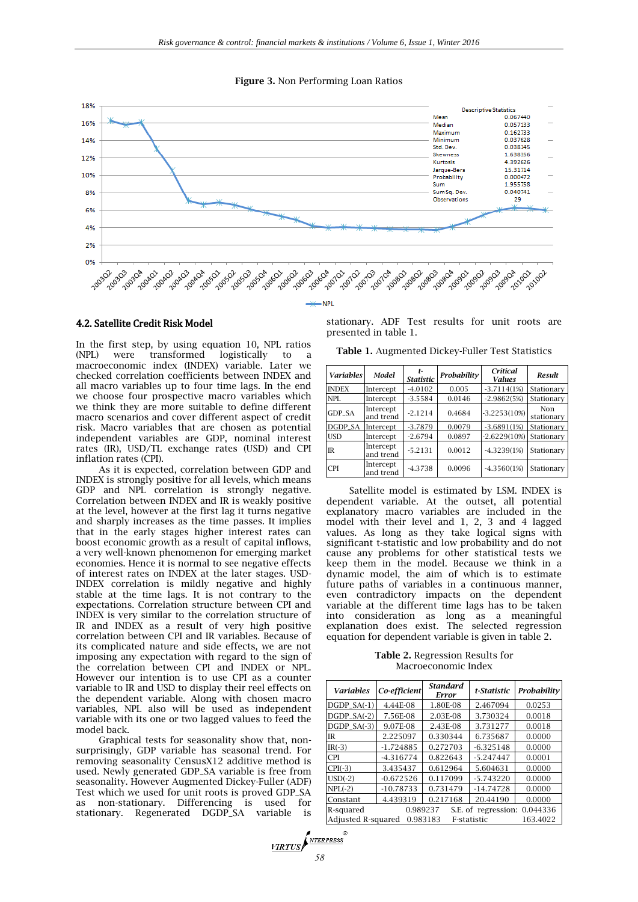**Figure 3.** Non Performing Loan Ratios

| Descriptive Statistics | |
|---|---|
| Mean | 0.067440 |
| Median | 0.057133 |
| Maximum | 0.162733 |
| Minimum | 0.037628 |
| Std. Dev. | 0.038345 |
| Skewness | 1.638356 |
| Kurtosis | 4.392626 |
| Jarque-Bera | 15.31714 |
| Probability | 0.000472 |
| Sum | 1.955758 |
| Sum Sq. Dev. | 0.040741 |
| Observations | 29 |

### 4.2. Satellite Credit Risk Model

In the first step, by using equation 10, NPL ratios (NPL) were transformed logistically to a macroeconomic index (INDEX) variable. Later we checked correlation coefficients between INDEX and all macro variables up to four time lags. In the end we choose four prospective macro variables which we think they are more suitable to define different macro scenarios and cover different aspect of credit risk. Macro variables that are chosen as potential independent variables are GDP, nominal interest rates (IR), USD/TL exchange rates (USD) and CPI inflation rates (CPI).

As it is expected, correlation between GDP and INDEX is strongly positive for all levels, which means GDP and NPL correlation is strongly negative. Correlation between INDEX and IR is weakly positive at the level, however at the first lag it turns negative and sharply increases as the time passes. It implies that in the early stages higher interest rates can boost economic growth as a result of capital inflows, a very well-known phenomenon for emerging market economies. Hence it is normal to see negative effects of interest rates on INDEX at the later stages. USD-INDEX correlation is mildly negative and highly stable at the time lags. It is not contrary to the expectations. Correlation structure between CPI and INDEX is very similar to the correlation structure of IR and INDEX as a result of very high positive correlation between CPI and IR variables. Because of its complicated nature and side effects, we are not imposing any expectation with regard to the sign of the correlation between CPI and INDEX or NPL. However our intention is to use CPI as a counter variable to IR and USD to display their reel effects on the dependent variable. Along with chosen macro variables, NPL also will be used as independent variable with its one or two lagged values to feed the model back.

Graphical tests for seasonality show that, non-surprisingly, GDP variable has seasonal trend. For removing seasonality CensusX12 additive method is used. Newly generated GDP_SA variable is free from seasonality. However Augmented Dickey-Fuller (ADF) Test which we used for unit roots is proved GDP_SA as non-stationary. Differencing is used for stationary. Regenerated DGDP_SA variable is stationary. ADF Test results for unit roots are presented in table 1.

**Table 1.** Augmented Dickey-Fuller Test Statistics

| Variables | Model | t-Statistic | Probability | Critical Values | Result |
|---|---|---|---|---|---|
| INDEX | Intercept | -4.0102 | 0.005 | -3.7114(1%) | Stationary |
| NPL | Intercept | -3.5584 | 0.0146 | -2.9862(5%) | Stationary |
| GDP_SA | Intercept and trend | -2.1214 | 0.4684 | -3.2253(10%) | Non stationary |
| DGDP_SA | Intercept | -3.7879 | 0.0079 | -3.6891(1%) | Stationary |
| USD | Intercept | -2.6794 | 0.0897 | -2.6229(10%) | Stationary |
| IR | Intercept and trend | -5.2131 | 0.0012 | -4.3239(1%) | Stationary |
| CPI | Intercept and trend | -4.3738 | 0.0096 | -4.3560(1%) | Stationary |

Satellite model is estimated by LSM. INDEX is dependent variable. At the outset, all potential explanatory macro variables are included in the model with their level and 1, 2, 3 and 4 lagged values. As long as they take logical signs with significant t-statistic and low probability and do not cause any problems for other statistical tests we keep them in the model. Because we think in a dynamic model, the aim of which is to estimate future paths of variables in a continuous manner, even contradictory impacts on the dependent variable at the different time lags has to be taken into consideration as long as a meaningful explanation does exist. The selected regression equation for dependent variable is given in table 2.

**Table 2.** Regression Results for Macroeconomic Index

| Variables | Co-efficient | Standard Error | t-Statistic | Probability |
|---|---|---|---|---|
| DGDP_SA(-1) | 4.44E-08 | 1.80E-08 | 2.467094 | 0.0253 |
| DGDP_SA(-2) | 7.56E-08 | 2.03E-08 | 3.730324 | 0.0018 |
| DGDP_SA(-3) | 9.07E-08 | 2.43E-08 | 3.731277 | 0.0018 |
| IR | 2.225097 | 0.330344 | 6.735687 | 0.0000 |
| IR(-3) | -1.724885 | 0.272703 | -6.325148 | 0.0000 |
| CPI | -4.316774 | 0.822643 | -5.247447 | 0.0001 |
| CPI(-3) | 3.435437 | 0.612964 | 5.604631 | 0.0000 |
| USD(-2) | -0.672526 | 0.117099 | -5.743220 | 0.0000 |
| NPL(-2) | -10.78733 | 0.731479 | -14.74728 | 0.0000 |
| Constant | 4.439319 | 0.217168 | 20.44190 | 0.0000 |
| R-squared | 0.989237 | S.E. of regression: | 0.044336 | |
| Adjusted R-squared | 0.983183 | F-statistic | 163.4022 | |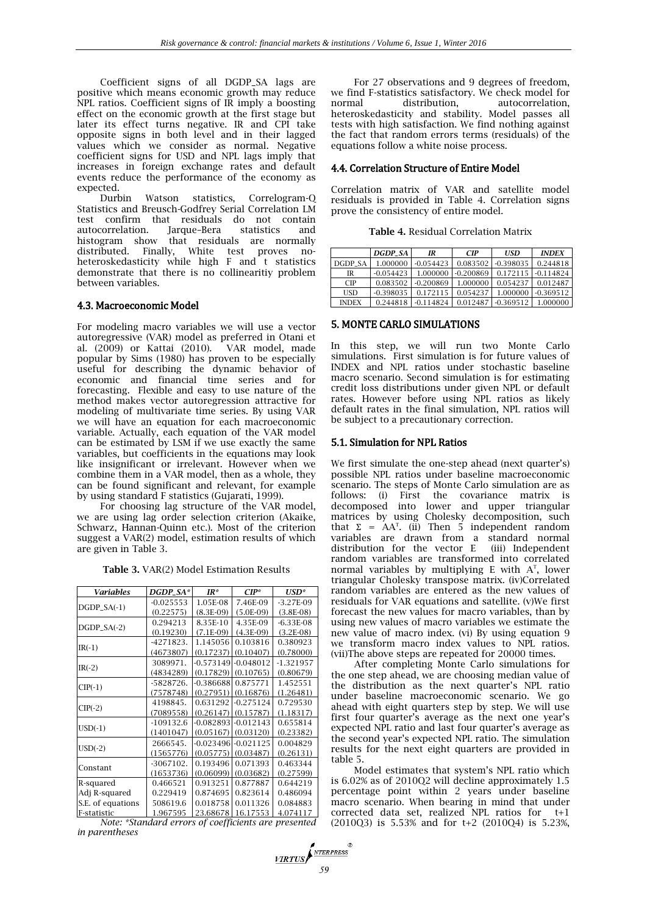Coefficient signs of all DGDP_SA lags are positive which means economic growth may reduce NPL ratios. Coefficient signs of IR imply a boosting effect on the economic growth at the first stage but later its effect turns negative. IR and CPI take opposite signs in both level and in their lagged values which we consider as normal. Negative coefficient signs for USD and NPL lags imply that increases in foreign exchange rates and default events reduce the performance of the economy as expected.

Durbin Watson statistics, Correlogram-Q Statistics and Breusch-Godfrey Serial Correlation LM test confirm that residuals do not contain autocorrelation. Jarque–Bera statistics and histogram show that residuals are normally distributed. Finally, White test proves no-heteroskedasticity while high F and t statistics demonstrate that there is no collinearitiy problem between variables.

### 4.3. Macroeconomic Model

For modeling macro variables we will use a vector autoregressive (VAR) model as preferred in Otani et al. (2009) or Kattai (2010). VAR model, made popular by Sims (1980) has proven to be especially useful for describing the dynamic behavior of economic and financial time series and for forecasting. Flexible and easy to use nature of the method makes vector autoregression attractive for modeling of multivariate time series. By using VAR we will have an equation for each macroeconomic variable. Actually, each equation of the VAR model can be estimated by LSM if we use exactly the same variables, but coefficients in the equations may look like insignificant or irrelevant. However when we combine them in a VAR model, then as a whole, they can be found significant and relevant, for example by using standard F statistics (Gujarati, 1999).

For choosing lag structure of the VAR model, we are using lag order selection criterion (Akaike, Schwarz, Hannan-Quinn etc.). Most of the criterion suggest a VAR(2) model, estimation results of which are given in Table 3.

**Table 3.** VAR(2) Model Estimation Results

| *Variables* | *DGDP_SA\** | *IR\** | *CIP\** | *USD\** |
|---|---|---|---|---|
| DGDP_SA(-1) | -0.025553<br>(0.22575) | 1.05E-08<br>(8.3E-09) | 7.46E-09<br>(5.0E-09) | -3.27E-09<br>(3.8E-08) |
| DGDP_SA(-2) | 0.294213<br>(0.19230) | 8.35E-10<br>(7.1E-09) | 4.35E-09<br>(4.3E-09) | -6.33E-08<br>(3.2E-08) |
| IR(-1) | -4271823.<br>(4673807) | 1.145056<br>(0.17237) | 0.103816<br>(0.10407) | 0.380923<br>(0.78000) |
| IR(-2) | 3089971.<br>(4834289) | -0.573149<br>(0.17829) | -0.048012<br>(0.10765) | -1.321957<br>(0.80679) |
| CIP(-1) | -5828726.<br>(7578748) | -0.386688<br>(0.27951) | 0.875771<br>(0.16876) | 1.452551<br>(1.26481) |
| CIP(-2) | 4198845.<br>(7089558) | 0.631292<br>(0.26147) | -0.275124<br>(0.15787) | 0.729530<br>(1.18317) |
| USD(-1) | -109132.6<br>(1401047) | -0.082893<br>(0.05167) | -0.012143<br>(0.03120) | 0.655814<br>(0.23382) |
| USD(-2) | 2666545.<br>(1565776) | -0.023496<br>(0.05775) | -0.021125<br>(0.03487) | 0.004829<br>(0.26131) |
| Constant | -3067102.<br>(1653736) | 0.193496<br>(0.06099) | 0.071393<br>(0.03682) | 0.463344<br>(0.27599) |
| R-squared | 0.466521 | 0.913251 | 0.877887 | 0.644219 |
| Adj R-squared | 0.229419 | 0.874695 | 0.823614 | 0.486094 |
| S.E. of equations | 508619.6 | 0.018758 | 0.011326 | 0.084883 |
| F-statistic | 1.967595 | 23.68678 | 16.17553 | 4.074117 |

*Note: \*Standard errors of coefficients are presented in parentheses*

For 27 observations and 9 degrees of freedom, we find F-statistics satisfactory. We check model for normal distribution, autocorrelation, heteroskedasticity and stability. Model passes all tests with high satisfaction. We find nothing against the fact that random errors terms (residuals) of the equations follow a white noise process.

### 4.4. Correlation Structure of Entire Model

Correlation matrix of VAR and satellite model residuals is provided in Table 4. Correlation signs prove the consistency of entire model.

**Table 4.** Residual Correlation Matrix

| | *DGDP_SA* | *IR* | *CIP* | *USD* | *INDEX* |
|---|---|---|---|---|---|
| DGDP_SA | 1.000000 | -0.054423 | 0.083502 | -0.398035 | 0.244818 |
| IR | -0.054423 | 1.000000 | -0.200869 | 0.172115 | -0.114824 |
| CIP | 0.083502 | -0.200869 | 1.000000 | 0.054237 | 0.012487 |
| USD | -0.398035 | 0.172115 | 0.054237 | 1.000000 | -0.369512 |
| INDEX | 0.244818 | -0.114824 | 0.012487 | -0.369512 | 1.000000 |

## 5. MONTE CARLO SIMULATIONS

In this step, we will run two Monte Carlo simulations. First simulation is for future values of INDEX and NPL ratios under stochastic baseline macro scenario. Second simulation is for estimating credit loss distributions under given NPL or default rates. However before using NPL ratios as likely default rates in the final simulation, NPL ratios will be subject to a precautionary correction.

### 5.1. Simulation for NPL Ratios

We first simulate the one-step ahead (next quarter's) possible NPL ratios under baseline macroeconomic scenario. The steps of Monte Carlo simulation are as follows: (i) First the covariance matrix is decomposed into lower and upper triangular matrices by using Cholesky decomposition, such that $\Sigma = AA^T$. (ii) Then 5 independent random variables are drawn from a standard normal distribution for the vector E (iii) Independent random variables are transformed into correlated normal variables by multiplying E with $A^T$, lower triangular Cholesky transpose matrix. (iv)Correlated random variables are entered as the new values of residuals for VAR equations and satellite. (v)We first forecast the new values for macro variables, than by using new values of macro variables we estimate the new value of macro index. (vi) By using equation 9 we transform macro index values to NPL ratios. (vii)The above steps are repeated for 20000 times.

After completing Monte Carlo simulations for the one step ahead, we are choosing median value of the distribution as the next quarter's NPL ratio under baseline macroeconomic scenario. We go ahead with eight quarters step by step. We will use first four quarter's average as the next one year's expected NPL ratio and last four quarter's average as the second year's expected NPL ratio. The simulation results for the next eight quarters are provided in table 5.

Model estimates that system's NPL ratio which is 6.02% as of 2010Q2 will decline approximately 1.5 percentage point within 2 years under baseline macro scenario. When bearing in mind that under corrected data set, realized NPL ratios for t+1 (2010Q3) is 5.53% and for t+2 (2010Q4) is 5.23%,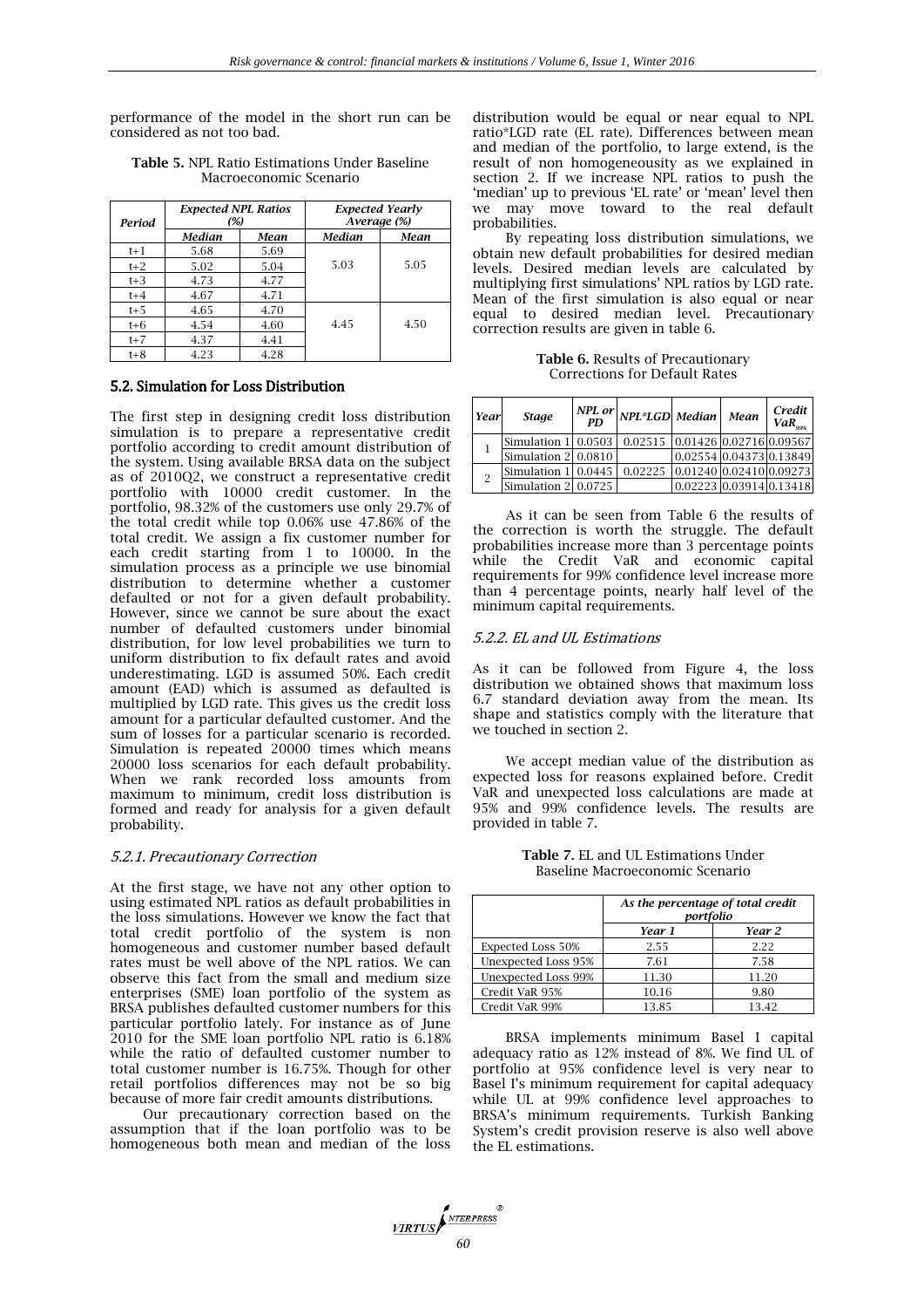performance of the model in the short run can be considered as not too bad.

**Table 5.** NPL Ratio Estimations Under Baseline Macroeconomic Scenario

| Period | Expected NPL Ratios (%) | | Expected Yearly Average (%) | |
|---|---|---|---|---|
| | Median | Mean | Median | Mean |
| t+1 | 5.68 | 5.69 | 5.03 | 5.05 |
| t+2 | 5.02 | 5.04 | | |
| t+3 | 4.73 | 4.77 | | |
| t+4 | 4.67 | 4.71 | | |
| t+5 | 4.65 | 4.70 | 4.45 | 4.50 |
| t+6 | 4.54 | 4.60 | | |
| t+7 | 4.37 | 4.41 | | |
| t+8 | 4.23 | 4.28 | | |

## 5.2. Simulation for Loss Distribution

The first step in designing credit loss distribution simulation is to prepare a representative credit portfolio according to credit amount distribution of the system. Using available BRSA data on the subject as of 2010Q2, we construct a representative credit portfolio with 10000 credit customer. In the portfolio, 98.32% of the customers use only 29.7% of the total credit while top 0.06% use 47.86% of the total credit. We assign a fix customer number for each credit starting from 1 to 10000. In the simulation process as a principle we use binomial distribution to determine whether a customer defaulted or not for a given default probability. However, since we cannot be sure about the exact number of defaulted customers under binomial distribution, for low level probabilities we turn to uniform distribution to fix default rates and avoid underestimating. LGD is assumed 50%. Each credit amount (EAD) which is assumed as defaulted is multiplied by LGD rate. This gives us the credit loss amount for a particular defaulted customer. And the sum of losses for a particular scenario is recorded. Simulation is repeated 20000 times which means 20000 loss scenarios for each default probability. When we rank recorded loss amounts from maximum to minimum, credit loss distribution is formed and ready for analysis for a given default probability.

### *5.2.1. Precautionary Correction*

At the first stage, we have not any other option to using estimated NPL ratios as default probabilities in the loss simulations. However we know the fact that total credit portfolio of the system is non homogeneous and customer number based default rates must be well above of the NPL ratios. We can observe this fact from the small and medium size enterprises (SME) loan portfolio of the system as BRSA publishes defaulted customer numbers for this particular portfolio lately. For instance as of June 2010 for the SME loan portfolio NPL ratio is 6.18% while the ratio of defaulted customer number to total customer number is 16.75%. Though for other retail portfolios differences may not be so big because of more fair credit amounts distributions.

Our precautionary correction based on the assumption that if the loan portfolio was to be homogeneous both mean and median of the loss distribution would be equal or near equal to NPL ratio*LGD rate (EL rate). Differences between mean and median of the portfolio, to large extend, is the result of non homogeneousity as we explained in section 2. If we increase NPL ratios to push the 'median' up to previous 'EL rate' or 'mean' level then we may move toward to the real default probabilities.

By repeating loss distribution simulations, we obtain new default probabilities for desired median levels. Desired median levels are calculated by multiplying first simulations' NPL ratios by LGD rate. Mean of the first simulation is also equal or near equal to desired median level. Precautionary correction results are given in table 6.

**Table 6.** Results of Precautionary Corrections for Default Rates

| Year | Stage | NPL or PD | NPL*LGD | Median | Mean | Credit $VaR_{99\%}$ |
|---|---|---|---|---|---|---|
| 1 | Simulation 1 | 0.0503 | 0.02515 | 0.01426 | 0.02716 | 0.09567 |
| | Simulation 2 | 0.0810 | | 0.02554 | 0.04373 | 0.13849 |
| 2 | Simulation 1 | 0.0445 | 0.02225 | 0.01240 | 0.02410 | 0.09273 |
| | Simulation 2 | 0.0725 | | 0.02223 | 0.03914 | 0.13418 |

As it can be seen from Table 6 the results of the correction is worth the struggle. The default probabilities increase more than 3 percentage points while the Credit VaR and economic capital requirements for 99% confidence level increase more than 4 percentage points, nearly half level of the minimum capital requirements.

### *5.2.2. EL and UL Estimations*

As it can be followed from Figure 4, the loss distribution we obtained shows that maximum loss 6.7 standard deviation away from the mean. Its shape and statistics comply with the literature that we touched in section 2.

We accept median value of the distribution as expected loss for reasons explained before. Credit VaR and unexpected loss calculations are made at 95% and 99% confidence levels. The results are provided in table 7.

**Table 7.** EL and UL Estimations Under Baseline Macroeconomic Scenario

| | As the percentage of total credit portfolio | |
|---|---|---|
| | Year 1 | Year 2 |
| Expected Loss 50% | 2.55 | 2.22 |
| Unexpected Loss 95% | 7.61 | 7.58 |
| Unexpected Loss 99% | 11.30 | 11.20 |
| Credit VaR 95% | 10.16 | 9.80 |
| Credit VaR 99% | 13.85 | 13.42 |

BRSA implements minimum Basel I capital adequacy ratio as 12% instead of 8%. We find UL of portfolio at 95% confidence level is very near to Basel I's minimum requirement for capital adequacy while UL at 99% confidence level approaches to BRSA's minimum requirements. Turkish Banking System's credit provision reserve is also well above the EL estimations.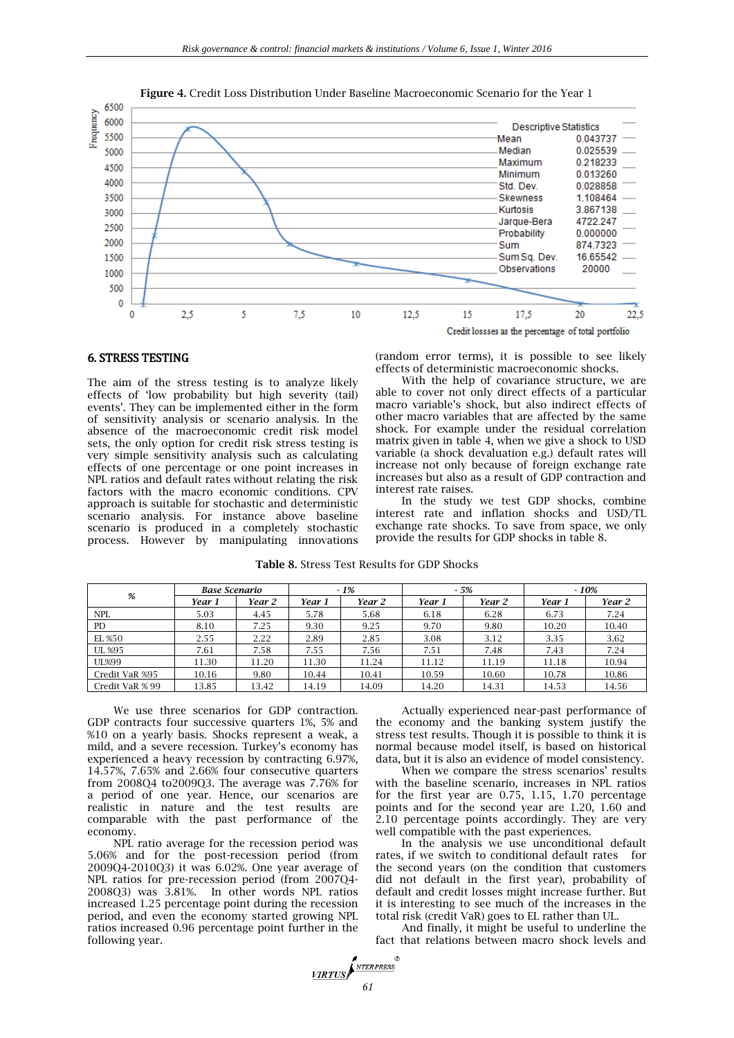**Figure 4.** Credit Loss Distribution Under Baseline Macroeconomic Scenario for the Year 1

| Descriptive Statistics | |
|---|---|
| Mean | 0.043737 |
| Median | 0.025539 |
| Maximum | 0.218233 |
| Minimum | 0.013260 |
| Std. Dev. | 0.028858 |
| Skewness | 1.108464 |
| Kurtosis | 3.867138 |
| Jarque-Bera | 4722.247 |
| Probability | 0.000000 |
| Sum | 874.7323 |
| Sum Sq. Dev. | 16.65542 |
| Observations | 20000 |

Credit lossses as the percentage of total portfolio

## 6. STRESS TESTING

The aim of the stress testing is to analyze likely effects of 'low probability but high severity (tail) events'. They can be implemented either in the form of sensitivity analysis or scenario analysis. In the absence of the macroeconomic credit risk model sets, the only option for credit risk stress testing is very simple sensitivity analysis such as calculating effects of one percentage or one point increases in NPL ratios and default rates without relating the risk factors with the macro economic conditions. CPV approach is suitable for stochastic and deterministic scenario analysis. For instance above baseline scenario is produced in a completely stochastic process. However by manipulating innovations (random error terms), it is possible to see likely effects of deterministic macroeconomic shocks.

With the help of covariance structure, we are able to cover not only direct effects of a particular macro variable's shock, but also indirect effects of other macro variables that are affected by the same shock. For example under the residual correlation matrix given in table 4, when we give a shock to USD variable (a shock devaluation e.g.) default rates will increase not only because of foreign exchange rate increases but also as a result of GDP contraction and interest rate raises.

In the study we test GDP shocks, combine interest rate and inflation shocks and USD/TL exchange rate shocks. To save from space, we only provide the results for GDP shocks in table 8.

**Table 8.** Stress Test Results for GDP Shocks

| % | Base Scenario | | - 1% | | - 5% | | - 10% | |
|---|---|---|---|---|---|---|---|---|
| | Year 1 | Year 2 | Year 1 | Year 2 | Year 1 | Year 2 | Year 1 | Year 2 |
| NPL | 5.03 | 4.45 | 5.78 | 5.68 | 6.18 | 6.28 | 6.73 | 7.24 |
| PD | 8.10 | 7.25 | 9.30 | 9.25 | 9.70 | 9.80 | 10.20 | 10.40 |
| EL %50 | 2.55 | 2.22 | 2.89 | 2.85 | 3.08 | 3.12 | 3.35 | 3.62 |
| UL %95 | 7.61 | 7.58 | 7.55 | 7.56 | 7.51 | 7.48 | 7.43 | 7.24 |
| UL%99 | 11.30 | 11.20 | 11.30 | 11.24 | 11.12 | 11.19 | 11.18 | 10.94 |
| Credit VaR %95 | 10.16 | 9.80 | 10.44 | 10.41 | 10.59 | 10.60 | 10.78 | 10.86 |
| Credit VaR % 99 | 13.85 | 13.42 | 14.19 | 14.09 | 14.20 | 14.31 | 14.53 | 14.56 |

We use three scenarios for GDP contraction. GDP contracts four successive quarters 1%, 5% and %10 on a yearly basis. Shocks represent a weak, a mild, and a severe recession. Turkey's economy has experienced a heavy recession by contracting 6.97%, 14.57%, 7.65% and 2.66% four consecutive quarters from 2008Q4 to2009Q3. The average was 7.76% for a period of one year. Hence, our scenarios are realistic in nature and the test results are comparable with the past performance of the economy.

NPL ratio average for the recession period was 5.06% and for the post-recession period (from 2009Q4-2010Q3) it was 6.02%. One year average of NPL ratios for pre-recession period (from 2007Q4-2008Q3) was 3.81%. In other words NPL ratios increased 1.25 percentage point during the recession period, and even the economy started growing NPL ratios increased 0.96 percentage point further in the following year.

Actually experienced near-past performance of the economy and the banking system justify the stress test results. Though it is possible to think it is normal because model itself, is based on historical data, but it is also an evidence of model consistency.

When we compare the stress scenarios' results with the baseline scenario, increases in NPL ratios for the first year are 0.75, 1.15, 1.70 percentage points and for the second year are 1.20, 1.60 and 2.10 percentage points accordingly. They are very well compatible with the past experiences.

In the analysis we use unconditional default rates, if we switch to conditional default rates for the second years (on the condition that customers did not default in the first year), probability of default and credit losses might increase further. But it is interesting to see much of the increases in the total risk (credit VaR) goes to EL rather than UL.

And finally, it might be useful to underline the fact that relations between macro shock levels and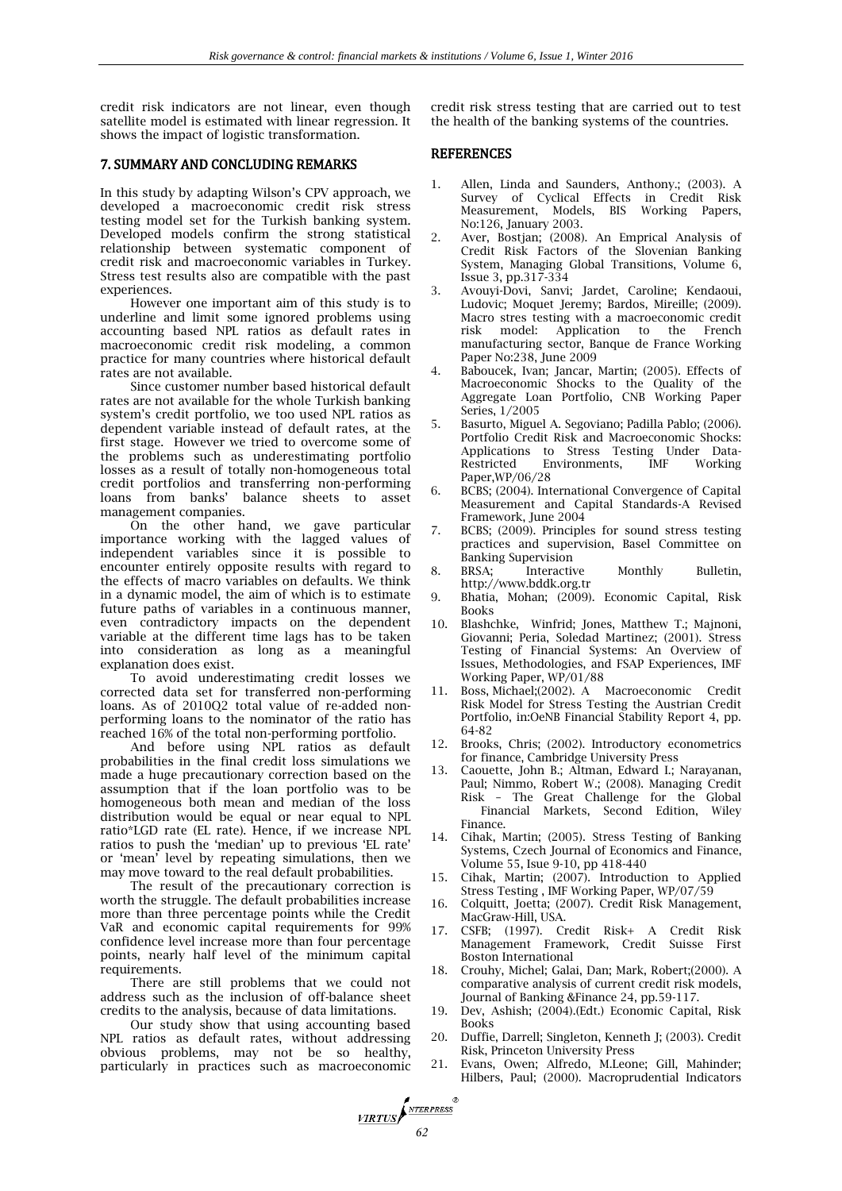credit risk indicators are not linear, even though satellite model is estimated with linear regression. It shows the impact of logistic transformation.

## 7. SUMMARY AND CONCLUDING REMARKS

In this study by adapting Wilson's CPV approach, we developed a macroeconomic credit risk stress testing model set for the Turkish banking system. Developed models confirm the strong statistical relationship between systematic component of credit risk and macroeconomic variables in Turkey. Stress test results also are compatible with the past experiences.

However one important aim of this study is to underline and limit some ignored problems using accounting based NPL ratios as default rates in macroeconomic credit risk modeling, a common practice for many countries where historical default rates are not available.

Since customer number based historical default rates are not available for the whole Turkish banking system's credit portfolio, we too used NPL ratios as dependent variable instead of default rates, at the first stage. However we tried to overcome some of the problems such as underestimating portfolio losses as a result of totally non-homogeneous total credit portfolios and transferring non-performing loans from banks' balance sheets to asset management companies.

On the other hand, we gave particular importance working with the lagged values of independent variables since it is possible to encounter entirely opposite results with regard to the effects of macro variables on defaults. We think in a dynamic model, the aim of which is to estimate future paths of variables in a continuous manner, even contradictory impacts on the dependent variable at the different time lags has to be taken into consideration as long as a meaningful explanation does exist.

To avoid underestimating credit losses we corrected data set for transferred non-performing loans. As of 2010Q2 total value of re-added non-performing loans to the nominator of the ratio has reached 16% of the total non-performing portfolio.

And before using NPL ratios as default probabilities in the final credit loss simulations we made a huge precautionary correction based on the assumption that if the loan portfolio was to be homogeneous both mean and median of the loss distribution would be equal or near equal to NPL ratio*LGD rate (EL rate). Hence, if we increase NPL ratios to push the 'median' up to previous 'EL rate' or 'mean' level by repeating simulations, then we may move toward to the real default probabilities.

The result of the precautionary correction is worth the struggle. The default probabilities increase more than three percentage points while the Credit VaR and economic capital requirements for 99% confidence level increase more than four percentage points, nearly half level of the minimum capital requirements.

There are still problems that we could not address such as the inclusion of off-balance sheet credits to the analysis, because of data limitations.

Our study show that using accounting based NPL ratios as default rates, without addressing obvious problems, may not be so healthy, particularly in practices such as macroeconomic credit risk stress testing that are carried out to test the health of the banking systems of the countries.

## REFERENCES

1. Allen, Linda and Saunders, Anthony.; (2003). A Survey of Cyclical Effects in Credit Risk Measurement, Models, BIS Working Papers, No:126, January 2003.
2. Aver, Bostjan; (2008). An Emprical Analysis of Credit Risk Factors of the Slovenian Banking System, Managing Global Transitions, Volume 6, Issue 3, pp.317-334
3. Avouyi-Dovi, Sanvi; Jardet, Caroline; Kendaoui, Ludovic; Moquet Jeremy; Bardos, Mireille; (2009). Macro stres testing with a macroeconomic credit risk model: Application to the French manufacturing sector, Banque de France Working Paper No:238, June 2009
4. Baboucek, Ivan; Jancar, Martin; (2005). Effects of Macroeconomic Shocks to the Quality of the Aggregate Loan Portfolio, CNB Working Paper Series, 1/2005
5. Basurto, Miguel A. Segoviano; Padilla Pablo; (2006). Portfolio Credit Risk and Macroeconomic Shocks: Applications to Stress Testing Under Data-Restricted Environments, IMF Working Paper,WP/06/28
6. BCBS; (2004). International Convergence of Capital Measurement and Capital Standards-A Revised Framework, June 2004
7. BCBS; (2009). Principles for sound stress testing practices and supervision, Basel Committee on Banking Supervision
8. BRSA; Interactive Monthly Bulletin, http://www.bddk.org.tr
9. Bhatia, Mohan; (2009). Economic Capital, Risk Books
10. Blashchke, Winfrid; Jones, Matthew T.; Majnoni, Giovanni; Peria, Soledad Martinez; (2001). Stress Testing of Financial Systems: An Overview of Issues, Methodologies, and FSAP Experiences, IMF Working Paper, WP/01/88
11. Boss, Michael;(2002). A Macroeconomic Credit Risk Model for Stress Testing the Austrian Credit Portfolio, in:OeNB Financial Stability Report 4, pp. 64-82
12. Brooks, Chris; (2002). Introductory econometrics for finance, Cambridge University Press
13. Caouette, John B.; Altman, Edward I.; Narayanan, Paul; Nimmo, Robert W.; (2008). Managing Credit Risk – The Great Challenge for the Global Financial Markets, Second Edition, Wiley Finance.
14. Cihak, Martin; (2005). Stress Testing of Banking Systems, Czech Journal of Economics and Finance, Volume 55, Issue 9-10, pp 418-440
15. Cihak, Martin; (2007). Introduction to Applied Stress Testing , IMF Working Paper, WP/07/59
16. Colquitt, Joetta; (2007). Credit Risk Management, MacGraw-Hill, USA.
17. CSFB; (1997). Credit Risk+ A Credit Risk Management Framework, Credit Suisse First Boston International
18. Crouhy, Michel; Galai, Dan; Mark, Robert;(2000). A comparative analysis of current credit risk models, Journal of Banking &Finance 24, pp.59-117.
19. Dev, Ashish; (2004).(Edt.) Economic Capital, Risk Books
20. Duffie, Darrell; Singleton, Kenneth J; (2003). Credit Risk, Princeton University Press
21. Evans, Owen; Alfredo, M.Leone; Gill, Mahinder; Hilbers, Paul; (2000). Macroprudential Indicators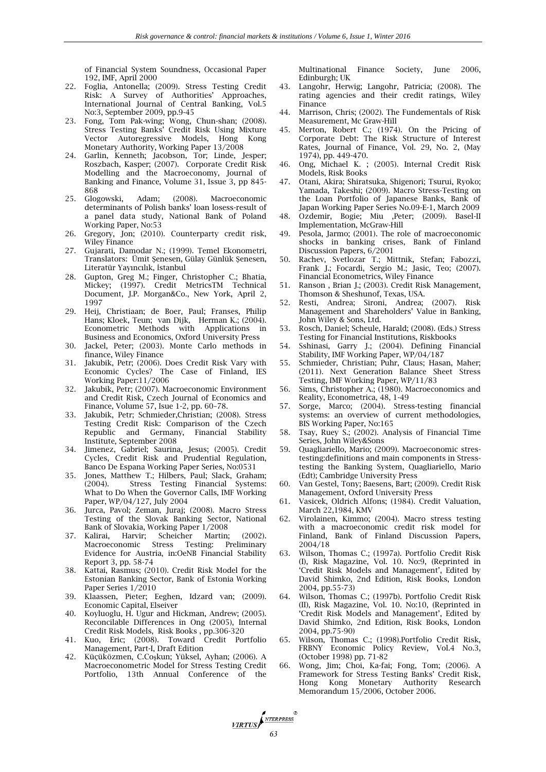of Financial System Soundness, Occasional Paper 192, IMF, April 2000

22. Foglia, Antonella; (2009). Stress Testing Credit Risk: A Survey of Authorities' Approaches, International Journal of Central Banking, Vol.5 No:3, September 2009, pp.9-45
23. Fong, Tom Pak-wing; Wong, Chun-shan; (2008). Stress Testing Banks' Credit Risk Using Mixture Vector Autoregressive Models, Hong Kong Monetary Authority, Working Paper 13/2008
24. Garlin, Kenneth; Jacobson, Tor; Linde, Jesper; Roszbach, Kasper; (2007). Corporate Credit Risk Modelling and the Macroeconomy, Journal of Banking and Finance, Volume 31, Issue 3, pp 845-868
25. Glogowski, Adam; (2008). Macroeconomic determinants of Polish banks' loan losess-result of a panel data study, National Bank of Poland Working Paper, No:53
26. Gregory, Jon; (2010). Counterparty credit risk, Wiley Finance
27. Gujarati, Damodar N.; (1999). Temel Ekonometri, Translators: Ümit Şenesen, Gülay Günlük Şenesen, Literatür Yayıncılık, İstanbul
28. Gupton, Greg M.; Finger, Christopher C.; Bhatia, Mickey; (1997). Credit MetricsTM Technical Document, J.P. Morgan&Co., New York, April 2, 1997
29. Heij, Christiaan; de Boer, Paul; Franses, Philip Hans; Kloek, Teun; van Dijk, Herman K.; (2004). Econometric Methods with Applications in Business and Economics, Oxford University Press
30. Jackel, Peter; (2003). Monte Carlo methods in finance, Wiley Finance
31. Jakubik, Petr; (2006). Does Credit Risk Vary with Economic Cycles? The Case of Finland, IES Working Paper:11/2006
32. Jakubik, Petr; (2007). Macroeconomic Environment and Credit Risk, Czech Journal of Economics and Finance, Volume 57, Issue 1-2, pp. 60–78.
33. Jakubik, Petr; Schmieder,Christian; (2008). Stress Testing Credit Risk: Comparison of the Czech Republic and Germany, Financial Stability Institute, September 2008
34. Jimenez, Gabriel; Saurina, Jesus; (2005). Credit Cycles, Credit Risk and Prudential Regulation, Banco De Espana Working Paper Series, No:0531
35. Jones, Matthew T.; Hilbers, Paul; Slack, Graham; (2004). Stress Testing Financial Systems: What to Do When the Governor Calls, IMF Working Paper, WP/04/127, July 2004
36. Jurca, Pavol; Zeman, Juraj; (2008). Macro Stress Testing of the Slovak Banking Sector, National Bank of Slovakia, Working Paper 1/2008
37. Kalirai, Harvir; Scheicher Martin; (2002). Macroeconomic Stress Testing: Preliminary Evidence for Austria, in:OeNB Financial Stability Report 3, pp. 58-74
38. Kattai, Rasmus; (2010). Credit Risk Model for the Estonian Banking Sector, Bank of Estonia Working Paper Series 1/2010
39. Klaassen, Pieter; Eeghen, Idzard van; (2009). Economic Capital, Elseiver
40. Koyluoglu, H. Ugur and Hickman, Andrew; (2005). Reconcilable Differences in Ong (2005), Internal Credit Risk Models, Risk Books , pp.306-320
41. Kuo, Eric; (2008). Toward Credit Portfolio Management, Part-I, Draft Edition
42. Küçüközmen, C.Coşkun; Yüksel, Ayhan; (2006). A Macroeconometric Model for Stress Testing Credit Portfolio, 13th Annual Conference of the Multinational Finance Society, June 2006, Edinburgh; UK
43. Langohr, Herwig; Langohr, Patricia; (2008). The rating agencies and their credit ratings, Wiley Finance
44. Marrison, Chris; (2002). The Fundementals of Risk Measurement, Mc Graw-Hill
45. Merton, Robert C.; (1974). On the Pricing of Corporate Debt: The Risk Structure of Interest Rates, Journal of Finance, Vol. 29, No. 2, (May 1974), pp. 449-470.
46. Ong, Michael K. ; (2005). Internal Credit Risk Models, Risk Books
47. Otani, Akira; Shiratsuka, Shigenori; Tsurui, Ryoko; Yamada, Takeshi; (2009). Macro Stress-Testing on the Loan Portfolio of Japanese Banks, Bank of Japan Working Paper Series No.09-E-1, March 2009
48. Ozdemir, Bogie; Miu ,Peter; (2009). Basel-II Implementation, McGraw-Hill
49. Pesola, Jarmo; (2001). The role of macroeconomic shocks in banking crises, Bank of Finland Discussion Papers, 6/2001
50. Rachev, Svetlozar T.; Mittnik, Stefan; Fabozzi, Frank J.; Focardi, Sergio M.; Jasic, Teo; (2007). Financial Econometrics, Wiley Finance
51. Ranson , Brian J.; (2003). Credit Risk Management, Thomson & Sheshunof, Texas, USA.
52. Resti, Andrea; Sironi, Andrea; (2007). Risk Management and Shareholders' Value in Banking, John Wiley & Sons, Ltd.
53. Rosch, Daniel; Scheule, Harald; (2008). (Eds.) Stress Testing for Financial Institutions, Riskbooks
54. Sshinasi, Garry J.; (2004). Defining Financial Stability, IMF Working Paper, WP/04/187
55. Schmieder, Christian; Puhr, Claus; Hasan, Maher; (2011). Next Generation Balance Sheet Stress Testing, IMF Working Paper, WP/11/83
56. Sims, Christopher A.; (1980). Macroeconomics and Reality, Econometrica, 48, 1-49
57. Sorge, Marco; (2004). Stress-testing financial systems: an overview of current methodologies, BIS Working Paper, No:165
58. Tsay, Ruey S.; (2002). Analysis of Financial Time Series, John Wiley&Sons
59. Quagliariello, Mario; (2009). Macroeconomic stres-testing:definitions and main components in Stress-testing the Banking System, Quagliariello, Mario (Edt); Cambridge University Press
60. Van Gestel, Tony; Baesens, Bart; (2009). Credit Risk Management, Oxford University Press
61. Vasicek, Oldrich Alfons; (1984). Credit Valuation, March 22,1984, KMV
62. Virolainen, Kimmo; (2004). Macro stress testing with a macroeconomic credit risk model for Finland, Bank of Finland Discussion Papers, 2004/18
63. Wilson, Thomas C.; (1997a). Portfolio Credit Risk (I), Risk Magazine, Vol. 10. No:9, (Reprinted in 'Credit Risk Models and Management', Edited by David Shimko, 2nd Edition, Risk Books, London 2004, pp.55-73)
64. Wilson, Thomas C.; (1997b). Portfolio Credit Risk (II), Risk Magazine, Vol. 10. No:10, (Reprinted in 'Credit Risk Models and Management', Edited by David Shimko, 2nd Edition, Risk Books, London 2004, pp.75-90)
65. Wilson, Thomas C.; (1998).Portfolio Credit Risk, FRBNY Economic Policy Review, Vol.4 No.3, (October 1998) pp. 71-82
66. Wong, Jim; Choi, Ka-fai; Fong, Tom; (2006). A Framework for Stress Testing Banks' Credit Risk, Hong Kong Monetary Authority Research Memorandum 15/2006, October 2006.